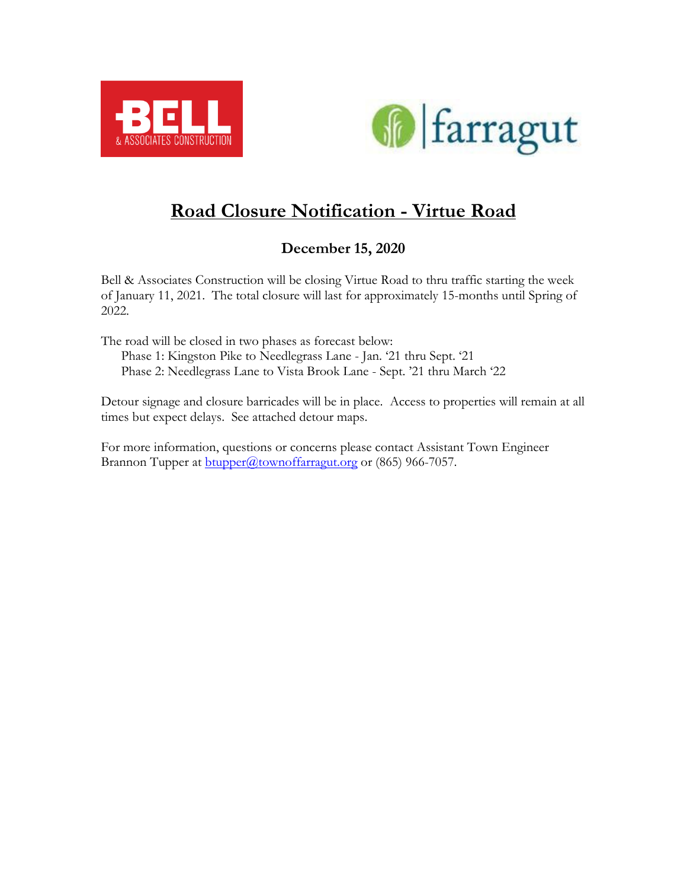# Road Closure Notification - Virtue Road

**December 15, 2020**

Bell & Associates Construction will be closing Virtue Road to thru traffic starting the week of January 11, 2021. The total closure will last for approximately 15-months until Spring of 2022.

The road will be closed in two phases as forecast below:

- Phase 1: Kingston Pike to Needlegrass Lane - Jan. '21 thru Sept. '21
- Phase 2: Needlegrass Lane to Vista Brook Lane - Sept. '21 thru March '22

Detour signage and closure barricades will be in place. Access to properties will remain at all times but expect delays. See attached detour maps.

For more information, questions or concerns please contact Assistant Town Engineer Brannon Tupper at btupper@townoffarragut.org or (865) 966-7057.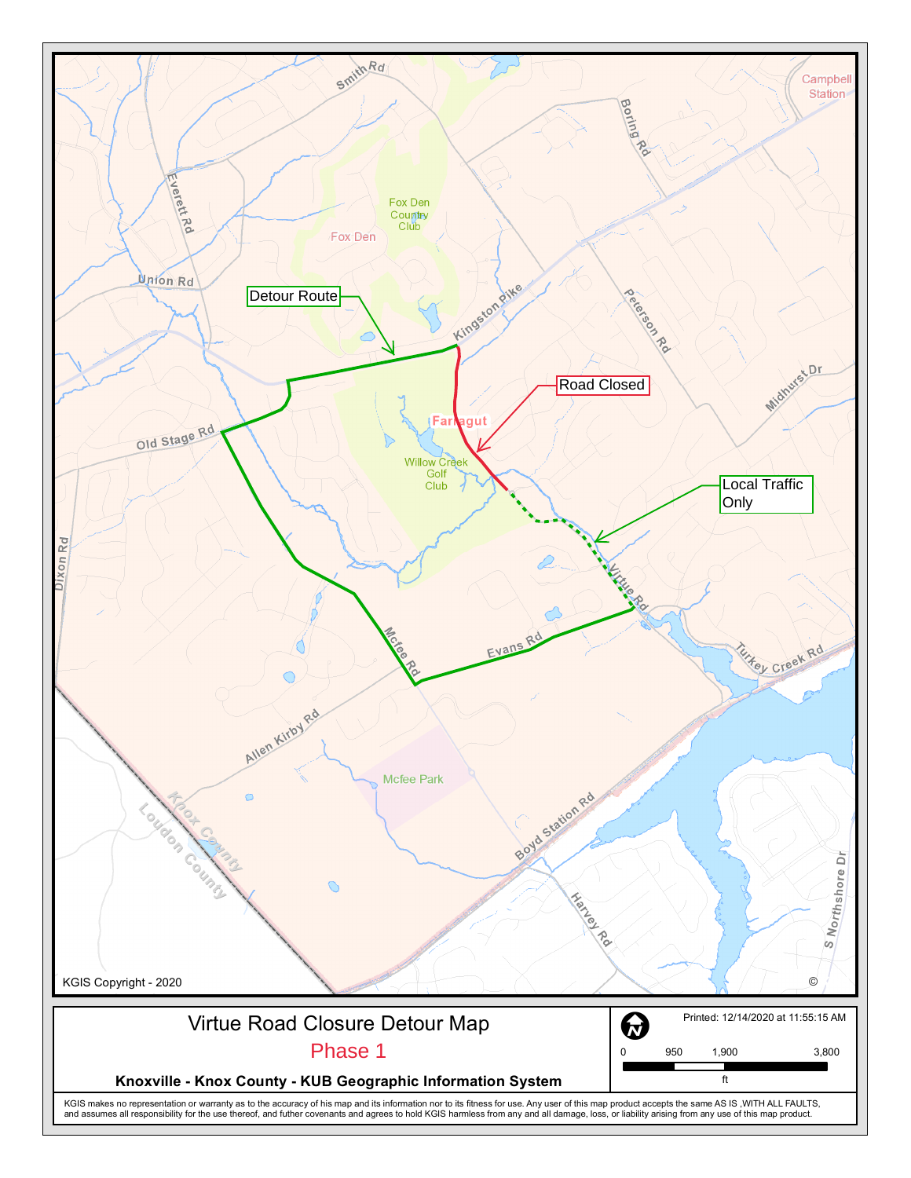Detour Route

Road Closed

Local Traffic Only

KGIS Copyright - 2020

# Virtue Road Closure Detour Map

## Phase 1

**Knoxville - Knox County - KUB Geographic Information System**

Printed: 12/14/2020 at 11:55:15 AM

0 950 1,900 3,800

ft

KGIS makes no representation or warranty as to the accuracy of his map and its information nor to its fitness for use. Any user of this map product accepts the same AS IS ,WITH ALL FAULTS, and assumes all responsibility for the use thereof, and futher covenants and agrees to hold KGIS harmless from any and all damage, loss, or liability arising from any use of this map product.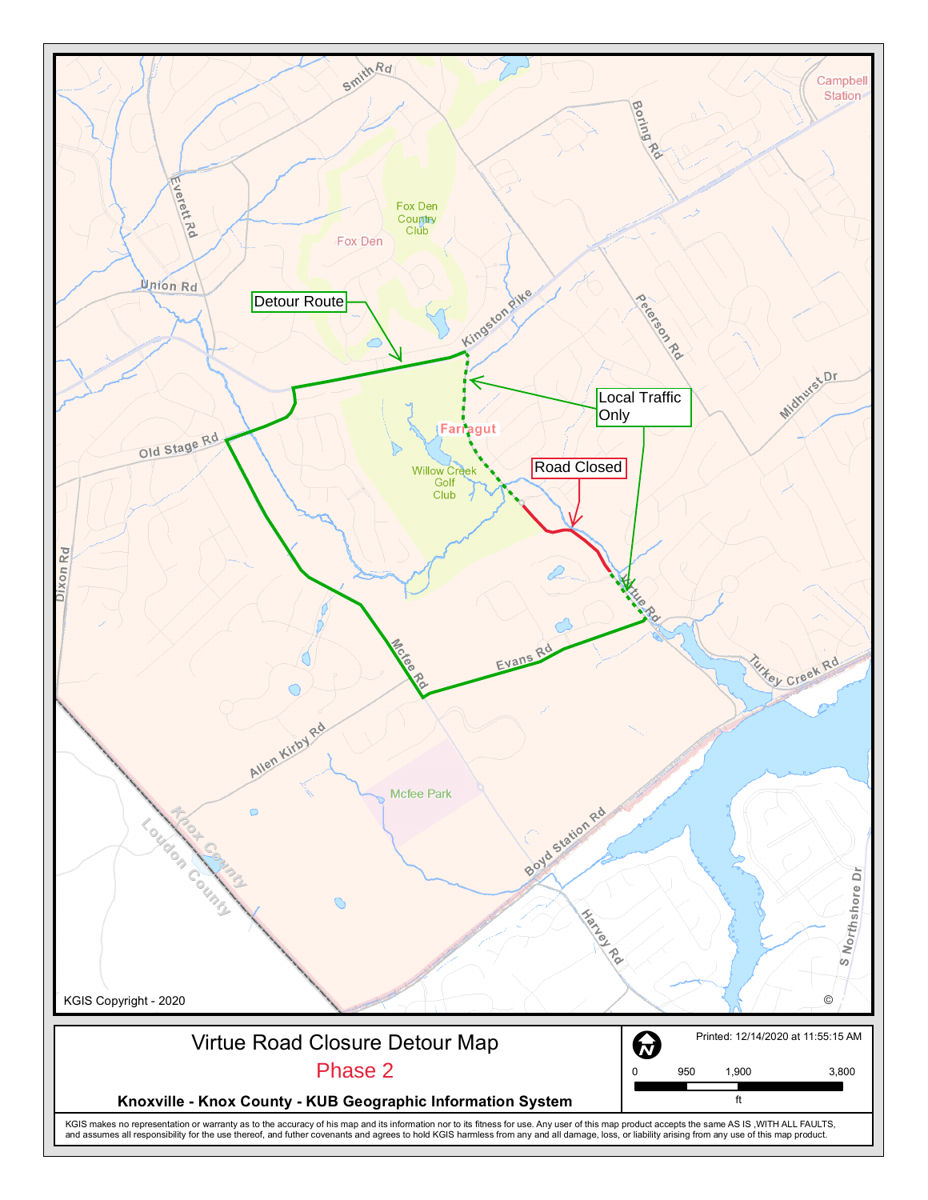Smith Rd

Campbell Station

Boring Rd

Everett Rd

Fox Den Country Club

Fox Den

Union Rd

Detour Route

Kingston Pike

Peterson Rd

Local Traffic Only

Midhurst Dr

Old Stage Rd

Farragut

Willow Creek Golf Club

Road Closed

Dixon Rd

Virtue Rd

Turkey Creek Rd

Mcfee Rd

Evans Rd

Allen Kirby Rd

Mcfee Park

Knox County

Loudon County

Boyd Station Rd

Harvey Rd

S Northshore Dr

KGIS Copyright - 2020

©

# Virtue Road Closure Detour Map

## Phase 2

**Knoxville - Knox County - KUB Geographic Information System**

Printed: 12/14/2020 at 11:55:15 AM

0 950 1,900 3,800

ft

KGIS makes no representation or warranty as to the accuracy of his map and its information nor to its fitness for use. Any user of this map product accepts the same AS IS ,WITH ALL FAULTS, and assumes all responsibility for the use thereof, and futher covenants and agrees to hold KGIS harmless from any and all damage, loss, or liability arising from any use of this map product.